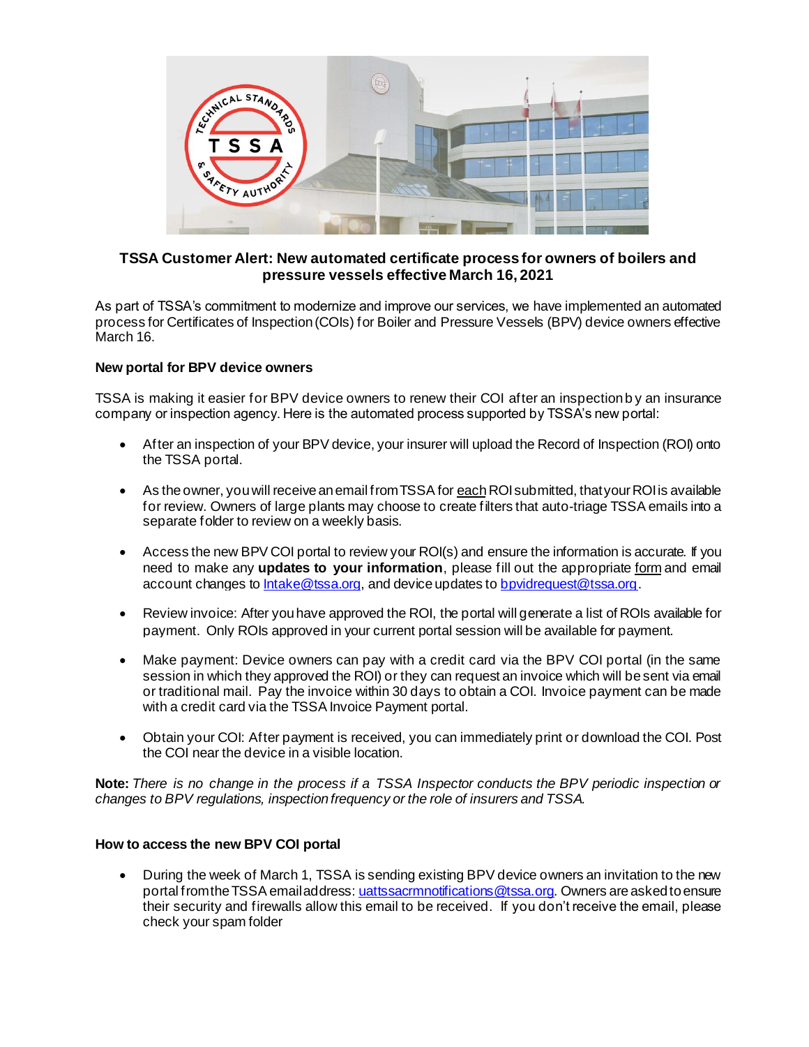# TSSA Customer Alert: New automated certificate process for owners of boilers and pressure vessels effective March 16, 2021

As part of TSSA's commitment to modernize and improve our services, we have implemented an automated process for Certificates of Inspection (COIs) for Boiler and Pressure Vessels (BPV) device owners effective March 16.

### New portal for BPV device owners

TSSA is making it easier for BPV device owners to renew their COI after an inspection by an insurance company or inspection agency. Here is the automated process supported by TSSA's new portal:

- After an inspection of your BPV device, your insurer will upload the Record of Inspection (ROI) onto the TSSA portal.
- As the owner, you will receive an email from TSSA for each ROI submitted, that your ROI is available for review. Owners of large plants may choose to create filters that auto-triage TSSA emails into a separate folder to review on a weekly basis.
- Access the new BPV COI portal to review your ROI(s) and ensure the information is accurate. If you need to make any **updates to your information**, please fill out the appropriate form and email account changes to Intake@tssa.org, and device updates to bpvidrequest@tssa.org.
- Review invoice: After you have approved the ROI, the portal will generate a list of ROIs available for payment. Only ROIs approved in your current portal session will be available for payment.
- Make payment: Device owners can pay with a credit card via the BPV COI portal (in the same session in which they approved the ROI) or they can request an invoice which will be sent via email or traditional mail. Pay the invoice within 30 days to obtain a COI. Invoice payment can be made with a credit card via the TSSA Invoice Payment portal.
- Obtain your COI: After payment is received, you can immediately print or download the COI. Post the COI near the device in a visible location.

**Note:** *There is no change in the process if a TSSA Inspector conducts the BPV periodic inspection or changes to BPV regulations, inspection frequency or the role of insurers and TSSA.*

### How to access the new BPV COI portal

- During the week of March 1, TSSA is sending existing BPV device owners an invitation to the new portal from the TSSA email address: uattssacrmnotifications@tssa.org. Owners are asked to ensure their security and firewalls allow this email to be received. If you don't receive the email, please check your spam folder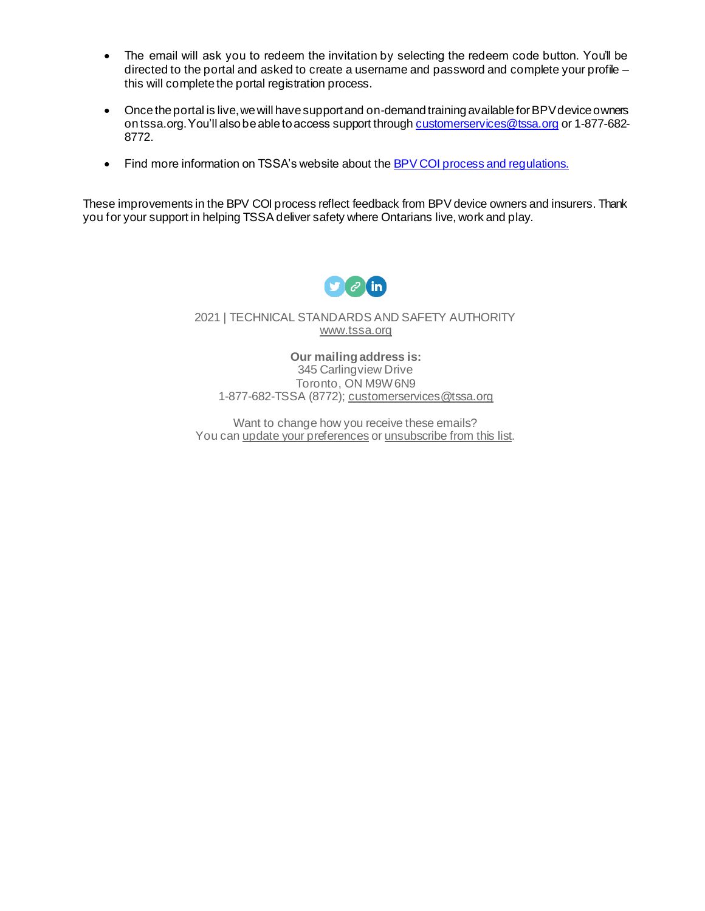- The email will ask you to redeem the invitation by selecting the redeem code button. You'll be directed to the portal and asked to create a username and password and complete your profile – this will complete the portal registration process.
- Once the portal is live, we will have support and on-demand training available for BPV device owners on tssa.org. You'll also be able to access support through [customerservices@tssa.org](mailto:customerservices@tssa.org) or 1-877-682-8772.
- Find more information on TSSA's website about the [BPV COI process and regulations.]()

These improvements in the BPV COI process reflect feedback from BPV device owners and insurers. Thank you for your support in helping TSSA deliver safety where Ontarians live, work and play.

2021 | TECHNICAL STANDARDS AND SAFETY AUTHORITY
[www.tssa.org](http://www.tssa.org)

**Our mailing address is:**
345 Carlingview Drive
Toronto, ON M9W 6N9
1-877-682-TSSA (8772); [customerservices@tssa.org](mailto:customerservices@tssa.org)

Want to change how you receive these emails?
You can [update your preferences]() or [unsubscribe from this list]().